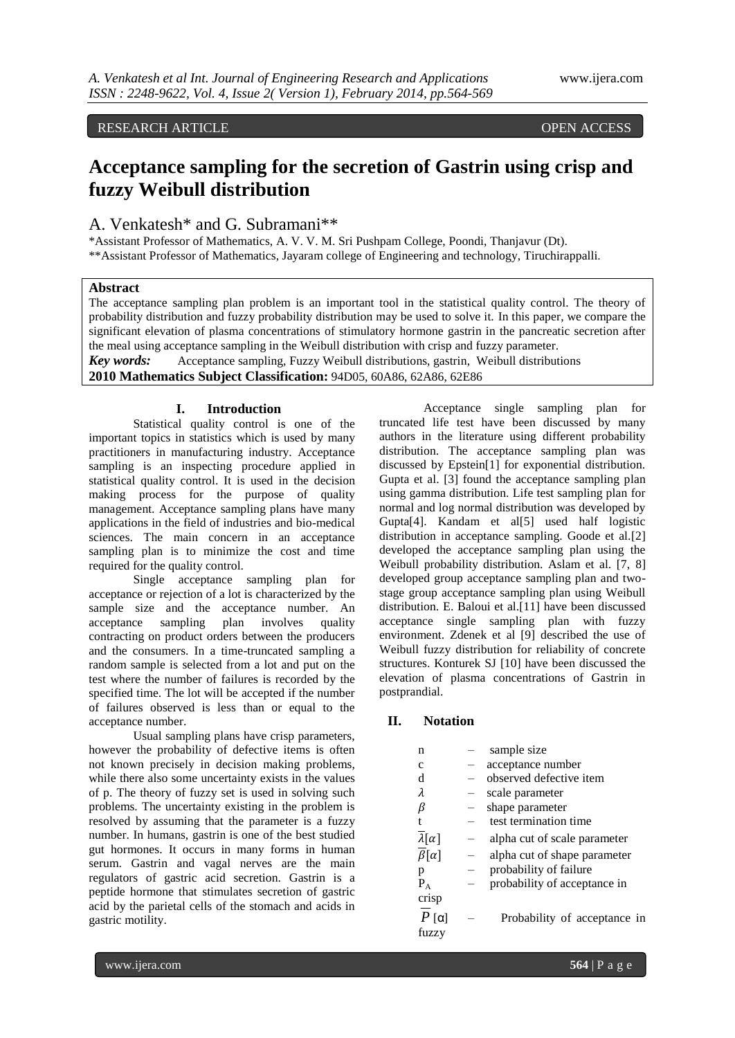RESEARCH ARTICLE OPEN ACCESS

# Acceptance sampling for the secretion of Gastrin using crisp and fuzzy Weibull distribution

A. Venkatesh* and G. Subramani**

*Assistant Professor of Mathematics, A. V. V. M. Sri Pushpam College, Poondi, Thanjavur (Dt).
**Assistant Professor of Mathematics, Jayaram college of Engineering and technology, Tiruchirappalli.

**Abstract**

The acceptance sampling plan problem is an important tool in the statistical quality control. The theory of probability distribution and fuzzy probability distribution may be used to solve it. In this paper, we compare the significant elevation of plasma concentrations of stimulatory hormone gastrin in the pancreatic secretion after the meal using acceptance sampling in the Weibull distribution with crisp and fuzzy parameter.

***Key words:*** Acceptance sampling, Fuzzy Weibull distributions, gastrin, Weibull distributions

**2010 Mathematics Subject Classification:** 94D05, 60A86, 62A86, 62E86

## I. Introduction

Statistical quality control is one of the important topics in statistics which is used by many practitioners in manufacturing industry. Acceptance sampling is an inspecting procedure applied in statistical quality control. It is used in the decision making process for the purpose of quality management. Acceptance sampling plans have many applications in the field of industries and bio-medical sciences. The main concern in an acceptance sampling plan is to minimize the cost and time required for the quality control.

Single acceptance sampling plan for acceptance or rejection of a lot is characterized by the sample size and the acceptance number. An acceptance sampling plan involves quality contracting on product orders between the producers and the consumers. In a time-truncated sampling a random sample is selected from a lot and put on the test where the number of failures is recorded by the specified time. The lot will be accepted if the number of failures observed is less than or equal to the acceptance number.

Usual sampling plans have crisp parameters, however the probability of defective items is often not known precisely in decision making problems, while there also some uncertainty exists in the values of p. The theory of fuzzy set is used in solving such problems. The uncertainty existing in the problem is resolved by assuming that the parameter is a fuzzy number. In humans, gastrin is one of the best studied gut hormones. It occurs in many forms in human serum. Gastrin and vagal nerves are the main regulators of gastric acid secretion. Gastrin is a peptide hormone that stimulates secretion of gastric acid by the parietal cells of the stomach and acids in gastric motility.

Acceptance single sampling plan for truncated life test have been discussed by many authors in the literature using different probability distribution. The acceptance sampling plan was discussed by Epstein[1] for exponential distribution. Gupta et al. [3] found the acceptance sampling plan using gamma distribution. Life test sampling plan for normal and log normal distribution was developed by Gupta[4]. Kandam et al[5] used half logistic distribution in acceptance sampling. Goode et al.[2] developed the acceptance sampling plan using the Weibull probability distribution. Aslam et al. [7, 8] developed group acceptance sampling plan and two-stage group acceptance sampling plan using Weibull distribution. E. Baloui et al.[11] have been discussed acceptance single sampling plan with fuzzy environment. Zdenek et al [9] described the use of Weibull fuzzy distribution for reliability of concrete structures. Konturek SJ [10] have been discussed the elevation of plasma concentrations of Gastrin in postprandial.

## II. Notation

- $n$ – sample size
- $c$ – acceptance number
- $d$ – observed defective item
- $\lambda$ – scale parameter
- $\beta$ – shape parameter
- $t$ – test termination time
- $\overline{\lambda}[\alpha]$ – alpha cut of scale parameter
- $\overline{\beta}[\alpha]$ – alpha cut of shape parameter
- $p$ – probability of failure
- $P_A$ – probability of acceptance in crisp
- $\overline{P}[\alpha]$ – Probability of acceptance in fuzzy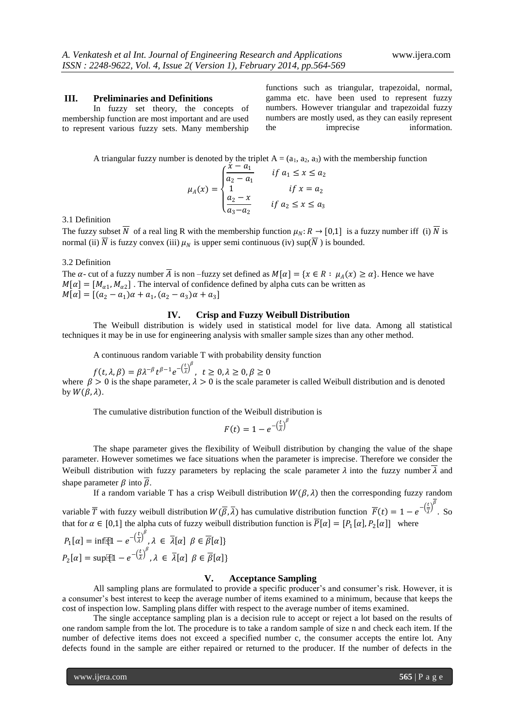## III. Preliminaries and Definitions

In fuzzy set theory, the concepts of membership function are most important and are used to represent various fuzzy sets. Many membership functions such as triangular, trapezoidal, normal, gamma etc. have been used to represent fuzzy numbers. However triangular and trapezoidal fuzzy numbers are mostly used, as they can easily represent the imprecise information.

A triangular fuzzy number is denoted by the triplet A = ($a_1$, $a_2$, $a_3$) with the membership function

$$\mu_A(x) = \begin{cases} \dfrac{x - a_1}{a_2 - a_1} & if\ a_1 \leq x \leq a_2 \\ 1 & if\ x = a_2 \\ \dfrac{a_2 - x}{a_3 - a_2} & if\ a_2 \leq x \leq a_3 \end{cases}$$

3.1 Definition

The fuzzy subset $\overline{N}$ of a real ling R with the membership function $\mu_N: R \rightarrow [0,1]$ is a fuzzy number iff (i) $\overline{N}$ is normal (ii) $\overline{N}$ is fuzzy convex (iii) $\mu_N$ is upper semi continuous (iv) sup($\overline{N}$) is bounded.

3.2 Definition

The $\alpha$- cut of a fuzzy number $\overline{A}$ is non –fuzzy set defined as $M[\alpha] = \{x \in R : \mu_A(x) \geq \alpha\}$. Hence we have $M[\alpha] = [M_{\alpha 1}, M_{\alpha 2}]$ . The interval of confidence defined by alpha cuts can be written as $M[\alpha] = [(a_2 - a_1)\alpha + a_1, (a_2 - a_3)\alpha + a_3]$

## IV. Crisp and Fuzzy Weibull Distribution

The Weibull distribution is widely used in statistical model for live data. Among all statistical techniques it may be in use for engineering analysis with smaller sample sizes than any other method.

A continuous random variable T with probability density function

$$f(t, \lambda, \beta) = \beta \lambda^{-\beta} t^{\beta - 1} e^{-\left(\frac{t}{\lambda}\right)^{\beta}},\ t \geq 0, \lambda \geq 0, \beta \geq 0$$

where $\beta > 0$ is the shape parameter, $\lambda > 0$ is the scale parameter is called Weibull distribution and is denoted by $W(\beta, \lambda)$.

The cumulative distribution function of the Weibull distribution is

$$F(t) = 1 - e^{-\left(\frac{t}{\lambda}\right)^{\beta}}$$

The shape parameter gives the flexibility of Weibull distribution by changing the value of the shape parameter. However sometimes we face situations when the parameter is imprecise. Therefore we consider the Weibull distribution with fuzzy parameters by replacing the scale parameter $\lambda$ into the fuzzy number $\overline{\lambda}$ and shape parameter $\beta$ into $\overline{\beta}$.

If a random variable T has a crisp Weibull distribution $W(\beta, \lambda)$ then the corresponding fuzzy random variable $\overline{T}$ with fuzzy weibull distribution $W(\overline{\beta}, \overline{\lambda})$ has cumulative distribution function $\overline{F}(t) = 1 - e^{-\left(\frac{t}{\lambda}\right)^{\overline{\beta}}}$ . So that for $\alpha \in [0,1]$ the alpha cuts of fuzzy weibull distribution function is $\overline{P}[\alpha] = [P_1[\alpha], P_2[\alpha]]$ where

$$P_1[\alpha] = \inf\{1 - e^{-\left(\frac{t}{\lambda}\right)^{\beta}}, \lambda \in \overline{\lambda}[\alpha]\ \beta \in \overline{\beta}[\alpha]\}$$

$$P_2[\alpha] = \sup\{1 - e^{-\left(\frac{t}{\lambda}\right)^{\beta}}, \lambda \in \overline{\lambda}[\alpha]\ \beta \in \overline{\beta}[\alpha]\}$$

## V. Acceptance Sampling

All sampling plans are formulated to provide a specific producer's and consumer's risk. However, it is a consumer's best interest to keep the average number of items examined to a minimum, because that keeps the cost of inspection low. Sampling plans differ with respect to the average number of items examined.

The single acceptance sampling plan is a decision rule to accept or reject a lot based on the results of one random sample from the lot. The procedure is to take a random sample of size n and check each item. If the number of defective items does not exceed a specified number c, the consumer accepts the entire lot. Any defects found in the sample are either repaired or returned to the producer. If the number of defects in the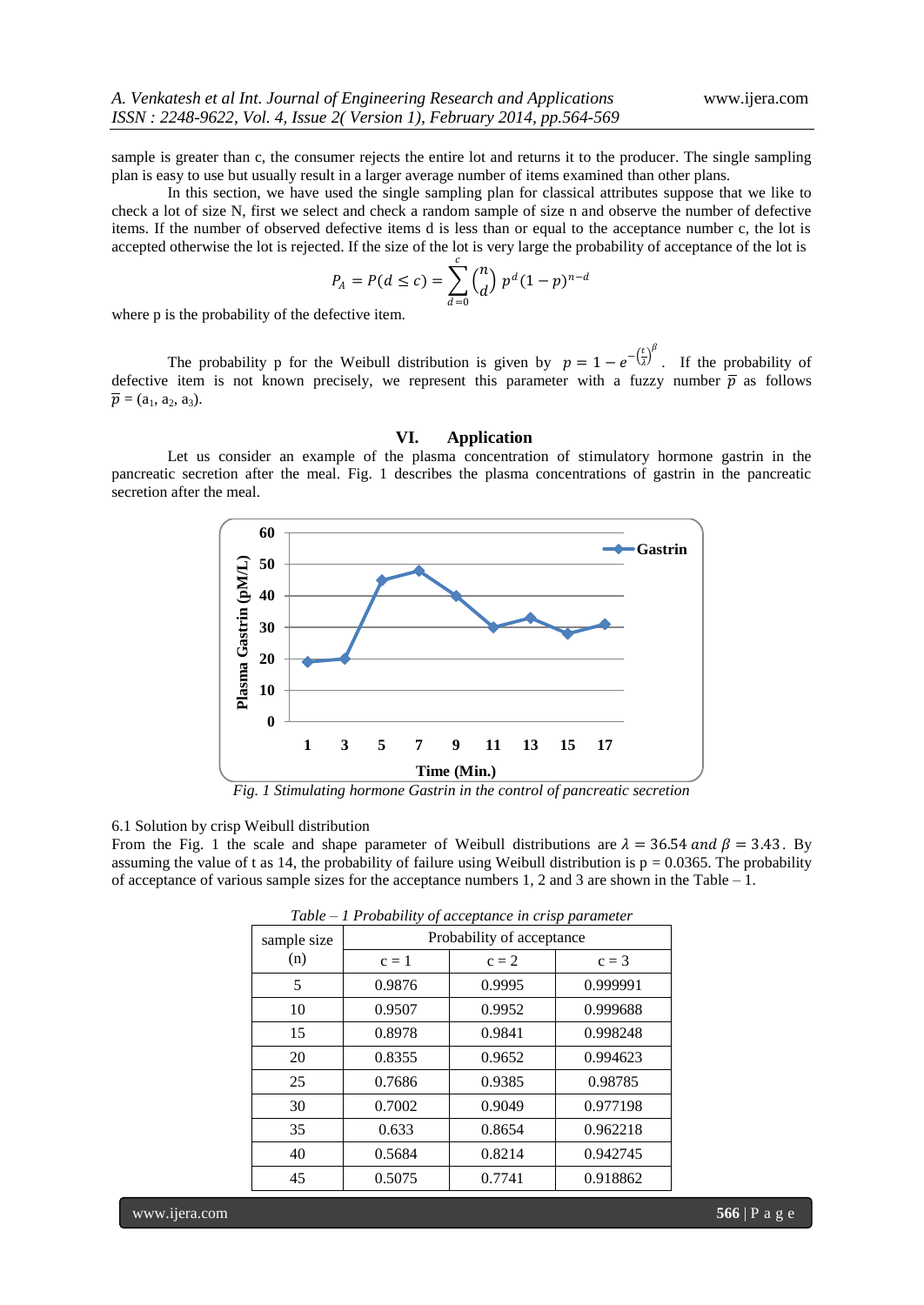sample is greater than c, the consumer rejects the entire lot and returns it to the producer. The single sampling plan is easy to use but usually result in a larger average number of items examined than other plans.

In this section, we have used the single sampling plan for classical attributes suppose that we like to check a lot of size N, first we select and check a random sample of size n and observe the number of defective items. If the number of observed defective items d is less than or equal to the acceptance number c, the lot is accepted otherwise the lot is rejected. If the size of the lot is very large the probability of acceptance of the lot is

$$P_A = P(d \leq c) = \sum_{d=0}^{c} \binom{n}{d} p^d (1-p)^{n-d}$$

where p is the probability of the defective item.

The probability p for the Weibull distribution is given by $p = 1 - e^{-\left(\frac{t}{\lambda}\right)^{\beta}}$. If the probability of defective item is not known precisely, we represent this parameter with a fuzzy number $\overline{p}$ as follows $\overline{p} = (a_1, a_2, a_3)$.

## VI. Application

Let us consider an example of the plasma concentration of stimulatory hormone gastrin in the pancreatic secretion after the meal. Fig. 1 describes the plasma concentrations of gastrin in the pancreatic secretion after the meal.

*Fig. 1 Stimulating hormone Gastrin in the control of pancreatic secretion*

6.1 Solution by crisp Weibull distribution

From the Fig. 1 the scale and shape parameter of Weibull distributions are $\lambda = 36.54$ *and* $\beta = 3.43$. By assuming the value of t as 14, the probability of failure using Weibull distribution is p = 0.0365. The probability of acceptance of various sample sizes for the acceptance numbers 1, 2 and 3 are shown in the Table – 1.

*Table – 1 Probability of acceptance in crisp parameter*

| sample size (n) | Probability of acceptance | | |
|---|---|---|---|
| | c = 1 | c = 2 | c = 3 |
| 5 | 0.9876 | 0.9995 | 0.999991 |
| 10 | 0.9507 | 0.9952 | 0.999688 |
| 15 | 0.8978 | 0.9841 | 0.998248 |
| 20 | 0.8355 | 0.9652 | 0.994623 |
| 25 | 0.7686 | 0.9385 | 0.98785 |
| 30 | 0.7002 | 0.9049 | 0.977198 |
| 35 | 0.633 | 0.8654 | 0.962218 |
| 40 | 0.5684 | 0.8214 | 0.942745 |
| 45 | 0.5075 | 0.7741 | 0.918862 |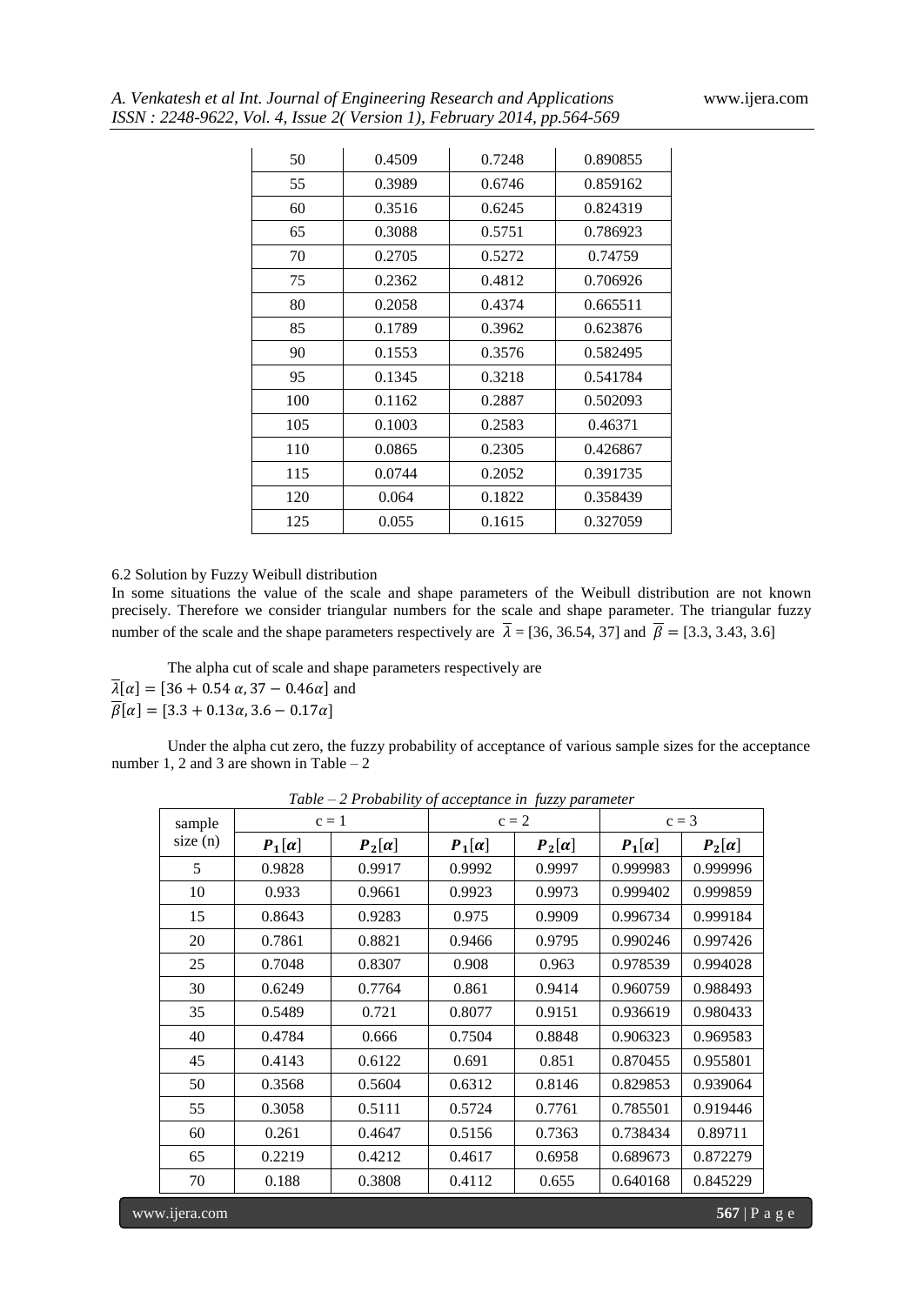| 50 | 0.4509 | 0.7248 | 0.890855 |
|---|---|---|---|
| 55 | 0.3989 | 0.6746 | 0.859162 |
| 60 | 0.3516 | 0.6245 | 0.824319 |
| 65 | 0.3088 | 0.5751 | 0.786923 |
| 70 | 0.2705 | 0.5272 | 0.74759 |
| 75 | 0.2362 | 0.4812 | 0.706926 |
| 80 | 0.2058 | 0.4374 | 0.665511 |
| 85 | 0.1789 | 0.3962 | 0.623876 |
| 90 | 0.1553 | 0.3576 | 0.582495 |
| 95 | 0.1345 | 0.3218 | 0.541784 |
| 100 | 0.1162 | 0.2887 | 0.502093 |
| 105 | 0.1003 | 0.2583 | 0.46371 |
| 110 | 0.0865 | 0.2305 | 0.426867 |
| 115 | 0.0744 | 0.2052 | 0.391735 |
| 120 | 0.064 | 0.1822 | 0.358439 |
| 125 | 0.055 | 0.1615 | 0.327059 |

6.2 Solution by Fuzzy Weibull distribution

In some situations the value of the scale and shape parameters of the Weibull distribution are not known precisely. Therefore we consider triangular numbers for the scale and shape parameter. The triangular fuzzy number of the scale and the shape parameters respectively are $\overline{\lambda}$ = [36, 36.54, 37] and $\overline{\beta} = [3.3, 3.43, 3.6]$

The alpha cut of scale and shape parameters respectively are

$\overline{\lambda}[\alpha] = [36 + 0.54\,\alpha, 37 - 0.46\alpha]$ and

$\overline{\beta}[\alpha] = [3.3 + 0.13\alpha, 3.6 - 0.17\alpha]$

Under the alpha cut zero, the fuzzy probability of acceptance of various sample sizes for the acceptance number 1, 2 and 3 are shown in Table – 2

*Table – 2 Probability of acceptance in fuzzy parameter*

| sample size (n) | c = 1 | | c = 2 | | c = 3 | |
|---|---|---|---|---|---|---|
| | $P_1[\alpha]$ | $P_2[\alpha]$ | $P_1[\alpha]$ | $P_2[\alpha]$ | $P_1[\alpha]$ | $P_2[\alpha]$ |
| 5 | 0.9828 | 0.9917 | 0.9992 | 0.9997 | 0.999983 | 0.999996 |
| 10 | 0.933 | 0.9661 | 0.9923 | 0.9973 | 0.999402 | 0.999859 |
| 15 | 0.8643 | 0.9283 | 0.975 | 0.9909 | 0.996734 | 0.999184 |
| 20 | 0.7861 | 0.8821 | 0.9466 | 0.9795 | 0.990246 | 0.997426 |
| 25 | 0.7048 | 0.8307 | 0.908 | 0.963 | 0.978539 | 0.994028 |
| 30 | 0.6249 | 0.7764 | 0.861 | 0.9414 | 0.960759 | 0.988493 |
| 35 | 0.5489 | 0.721 | 0.8077 | 0.9151 | 0.936619 | 0.980433 |
| 40 | 0.4784 | 0.666 | 0.7504 | 0.8848 | 0.906323 | 0.969583 |
| 45 | 0.4143 | 0.6122 | 0.691 | 0.851 | 0.870455 | 0.955801 |
| 50 | 0.3568 | 0.5604 | 0.6312 | 0.8146 | 0.829853 | 0.939064 |
| 55 | 0.3058 | 0.5111 | 0.5724 | 0.7761 | 0.785501 | 0.919446 |
| 60 | 0.261 | 0.4647 | 0.5156 | 0.7363 | 0.738434 | 0.89711 |
| 65 | 0.2219 | 0.4212 | 0.4617 | 0.6958 | 0.689673 | 0.872279 |
| 70 | 0.188 | 0.3808 | 0.4112 | 0.655 | 0.640168 | 0.845229 |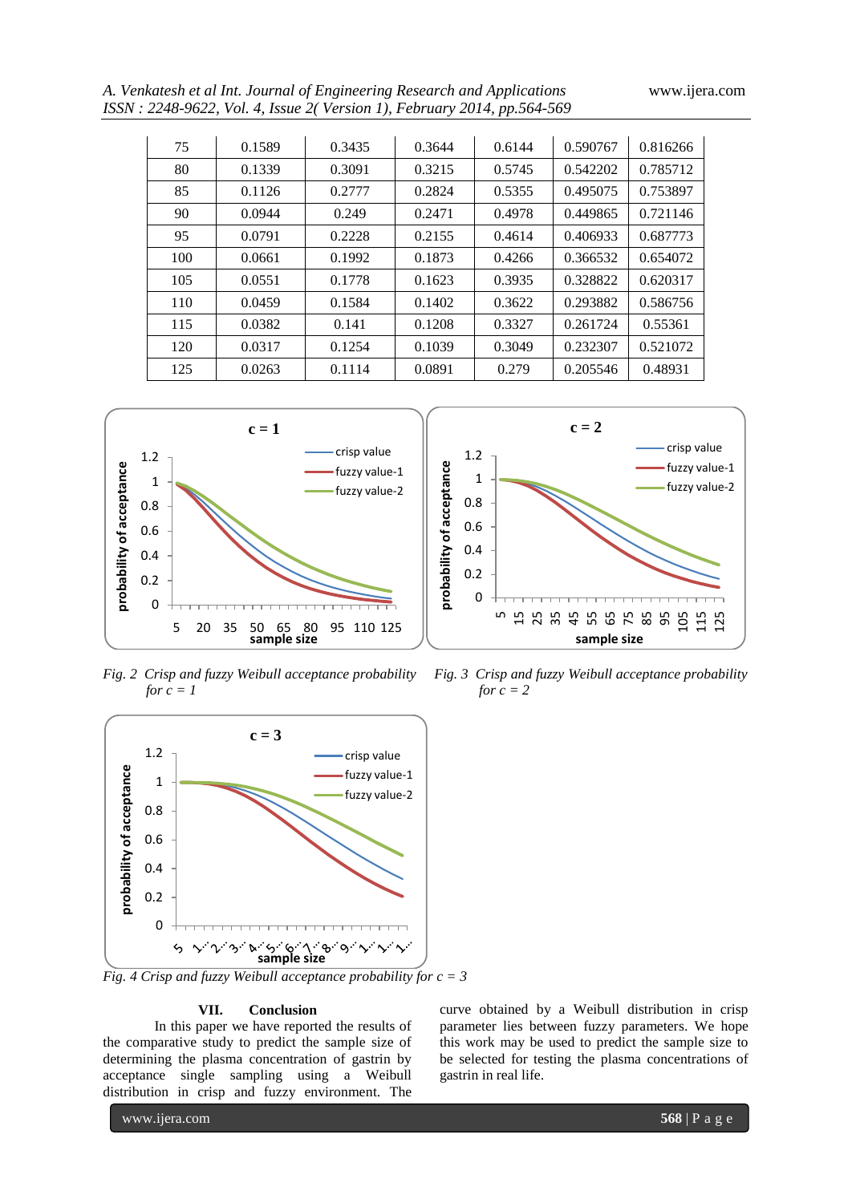| 75 | 0.1589 | 0.3435 | 0.3644 | 0.6144 | 0.590767 | 0.816266 |
|---|---|---|---|---|---|---|
| 80 | 0.1339 | 0.3091 | 0.3215 | 0.5745 | 0.542202 | 0.785712 |
| 85 | 0.1126 | 0.2777 | 0.2824 | 0.5355 | 0.495075 | 0.753897 |
| 90 | 0.0944 | 0.249 | 0.2471 | 0.4978 | 0.449865 | 0.721146 |
| 95 | 0.0791 | 0.2228 | 0.2155 | 0.4614 | 0.406933 | 0.687773 |
| 100 | 0.0661 | 0.1992 | 0.1873 | 0.4266 | 0.366532 | 0.654072 |
| 105 | 0.0551 | 0.1778 | 0.1623 | 0.3935 | 0.328822 | 0.620317 |
| 110 | 0.0459 | 0.1584 | 0.1402 | 0.3622 | 0.293882 | 0.586756 |
| 115 | 0.0382 | 0.141 | 0.1208 | 0.3327 | 0.261724 | 0.55361 |
| 120 | 0.0317 | 0.1254 | 0.1039 | 0.3049 | 0.232307 | 0.521072 |
| 125 | 0.0263 | 0.1114 | 0.0891 | 0.279 | 0.205546 | 0.48931 |

*Fig. 2 Crisp and fuzzy Weibull acceptance probability for c = 1*

*Fig. 3 Crisp and fuzzy Weibull acceptance probability for c = 2*

*Fig. 4 Crisp and fuzzy Weibull acceptance probability for c = 3*

## VII. Conclusion

In this paper we have reported the results of the comparative study to predict the sample size of determining the plasma concentration of gastrin by acceptance single sampling using a Weibull distribution in crisp and fuzzy environment. The curve obtained by a Weibull distribution in crisp parameter lies between fuzzy parameters. We hope this work may be used to predict the sample size to be selected for testing the plasma concentrations of gastrin in real life.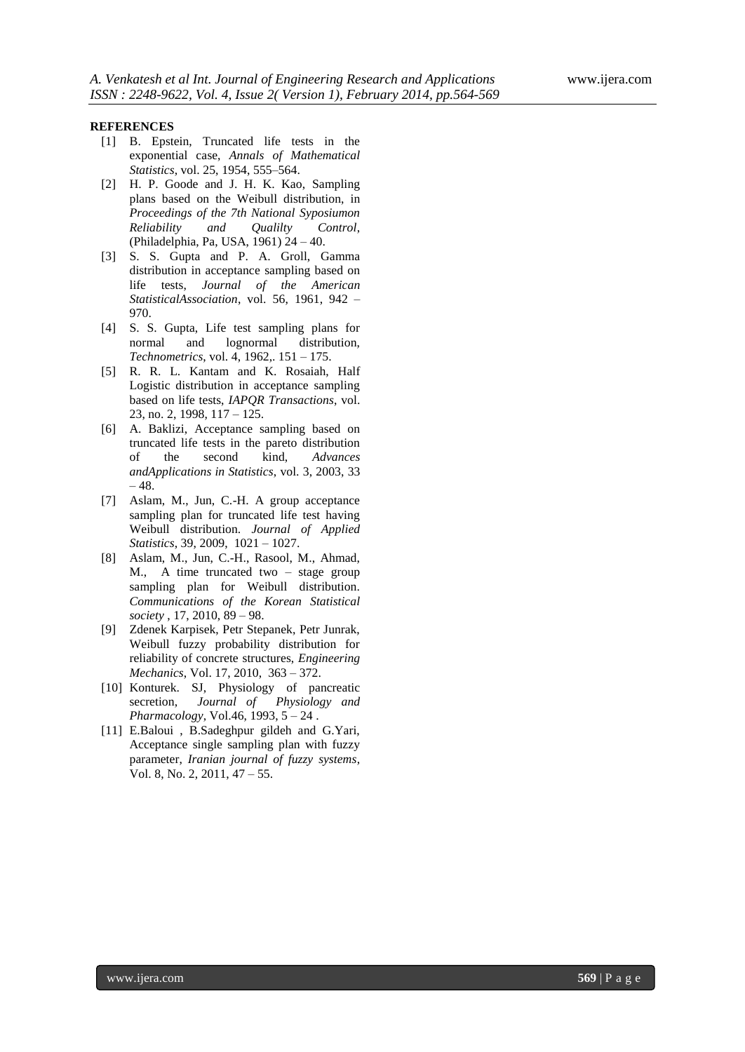**REFERENCES**

[1] B. Epstein, Truncated life tests in the exponential case, *Annals of Mathematical Statistics*, vol. 25, 1954, 555–564.

[2] H. P. Goode and J. H. K. Kao, Sampling plans based on the Weibull distribution, in *Proceedings of the 7th National Syposiumon Reliability and Qualilty Control*, (Philadelphia, Pa, USA, 1961) 24 – 40.

[3] S. S. Gupta and P. A. Groll, Gamma distribution in acceptance sampling based on life tests, *Journal of the American StatisticalAssociation*, vol. 56, 1961, 942 – 970.

[4] S. S. Gupta, Life test sampling plans for normal and lognormal distribution, *Technometrics*, vol. 4, 1962,. 151 – 175.

[5] R. R. L. Kantam and K. Rosaiah, Half Logistic distribution in acceptance sampling based on life tests, *IAPQR Transactions*, vol. 23, no. 2, 1998, 117 – 125.

[6] A. Baklizi, Acceptance sampling based on truncated life tests in the pareto distribution of the second kind, *Advances andApplications in Statistics*, vol. 3, 2003, 33 – 48.

[7] Aslam, M., Jun, C.-H. A group acceptance sampling plan for truncated life test having Weibull distribution. *Journal of Applied Statistics*, 39, 2009, 1021 – 1027.

[8] Aslam, M., Jun, C.-H., Rasool, M., Ahmad, M., A time truncated two – stage group sampling plan for Weibull distribution. *Communications of the Korean Statistical society* , 17, 2010, 89 – 98.

[9] Zdenek Karpisek, Petr Stepanek, Petr Junrak, Weibull fuzzy probability distribution for reliability of concrete structures, *Engineering Mechanics*, Vol. 17, 2010, 363 – 372.

[10] Konturek. SJ, Physiology of pancreatic secretion, *Journal of Physiology and Pharmacology*, Vol.46, 1993, 5 – 24 .

[11] E.Baloui , B.Sadeghpur gildeh and G.Yari, Acceptance single sampling plan with fuzzy parameter, *Iranian journal of fuzzy systems*, Vol. 8, No. 2, 2011, 47 – 55.